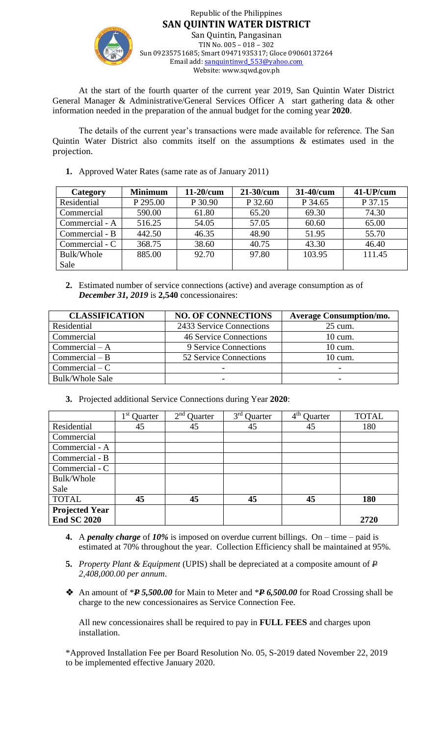Republic of the Philippines

**SAN QUINTIN WATER DISTRICT**

San Quintin, Pangasinan

TIN No. 005 – 018 – 302

Sun 09235751685; Smart 09471935317; Gloce 09060137264

Email add: sanquintinwd_553@yahoo.com

Website: www.sqwd.gov.ph

At the start of the fourth quarter of the current year 2019, San Quintin Water District General Manager & Administrative/General Services Officer A start gathering data & other information needed in the preparation of the annual budget for the coming year **2020**.

The details of the current year's transactions were made available for reference. The San Quintin Water District also commits itself on the assumptions & estimates used in the projection.

1. Approved Water Rates (same rate as of January 2011)

| Category | Minimum | 11-20/cum | 21-30/cum | 31-40/cum | 41-UP/cum |
|---|---|---|---|---|---|
| Residential | P 295.00 | P 30.90 | P 32.60 | P 34.65 | P 37.15 |
| Commercial | 590.00 | 61.80 | 65.20 | 69.30 | 74.30 |
| Commercial - A | 516.25 | 54.05 | 57.05 | 60.60 | 65.00 |
| Commercial - B | 442.50 | 46.35 | 48.90 | 51.95 | 55.70 |
| Commercial - C | 368.75 | 38.60 | 40.75 | 43.30 | 46.40 |
| Bulk/Whole Sale | 885.00 | 92.70 | 97.80 | 103.95 | 111.45 |

2. Estimated number of service connections (active) and average consumption as of ***December 31, 2019*** is **2,540** concessionaires:

| CLASSIFICATION | NO. OF CONNECTIONS | Average Consumption/mo. |
|---|---|---|
| Residential | 2433 Service Connections | 25 cum. |
| Commercial | 46 Service Connections | 10 cum. |
| Commercial – A | 9 Service Connections | 10 cum. |
| Commercial – B | 52 Service Connections | 10 cum. |
| Commercial – C | - | - |
| Bulk/Whole Sale | - | - |

3. Projected additional Service Connections during Year **2020**:

| | 1st Quarter | 2nd Quarter | 3rd Quarter | 4th Quarter | TOTAL |
|---|---|---|---|---|---|
| Residential | 45 | 45 | 45 | 45 | 180 |
| Commercial | | | | | |
| Commercial - A | | | | | |
| Commercial - B | | | | | |
| Commercial - C | | | | | |
| Bulk/Whole Sale | | | | | |
| TOTAL | **45** | **45** | **45** | **45** | **180** |
| **Projected Year End SC 2020** | | | | | **2720** |

4. A ***penalty charge*** of ***10%*** is imposed on overdue current billings. On – time – paid is estimated at 70% throughout the year. Collection Efficiency shall be maintained at 95%.

5. *Property Plant & Equipment* (UPIS) shall be depreciated at a composite amount of *₱ 2,408,000.00 per annum*.

- An amount of ****₱ 5,500.00*** for Main to Meter and ****₱ 6,500.00*** for Road Crossing shall be charge to the new concessionaires as Service Connection Fee.

  All new concessionaires shall be required to pay in **FULL FEES** and charges upon installation.

*Approved Installation Fee per Board Resolution No. 05, S-2019 dated November 22, 2019 to be implemented effective January 2020.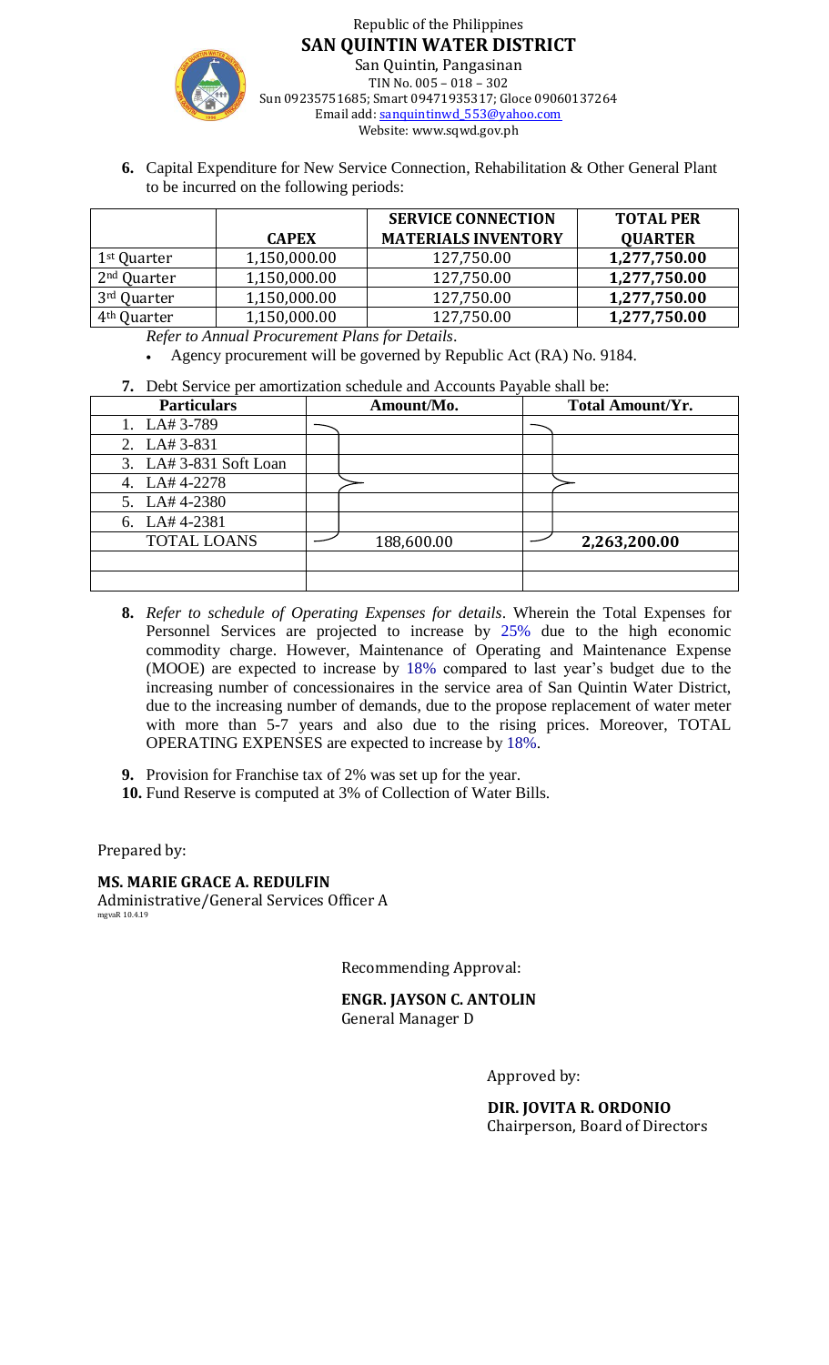Republic of the Philippines

**SAN QUINTIN WATER DISTRICT**

San Quintin, Pangasinan

TIN No. 005 – 018 – 302

Sun 09235751685; Smart 09471935317; Gloce 09060137264

Email add: sanquintinwd_553@yahoo.com

Website: www.sqwd.gov.ph

**6.** Capital Expenditure for New Service Connection, Rehabilitation & Other General Plant to be incurred on the following periods:

| | CAPEX | SERVICE CONNECTION MATERIALS INVENTORY | TOTAL PER QUARTER |
|---|---|---|---|
| 1st Quarter | 1,150,000.00 | 127,750.00 | **1,277,750.00** |
| 2nd Quarter | 1,150,000.00 | 127,750.00 | **1,277,750.00** |
| 3rd Quarter | 1,150,000.00 | 127,750.00 | **1,277,750.00** |
| 4th Quarter | 1,150,000.00 | 127,750.00 | **1,277,750.00** |

*Refer to Annual Procurement Plans for Details*.

- Agency procurement will be governed by Republic Act (RA) No. 9184.

**7.** Debt Service per amortization schedule and Accounts Payable shall be:

| Particulars | Amount/Mo. | Total Amount/Yr. |
|---|---|---|
| 1. LA# 3-789 | | |
| 2. LA# 3-831 | | |
| 3. LA# 3-831 Soft Loan | | |
| 4. LA# 4-2278 | | |
| 5. LA# 4-2380 | | |
| 6. LA# 4-2381 | | |
| TOTAL LOANS | 188,600.00 | **2,263,200.00** |
| | | |
| | | |

**8.** *Refer to schedule of Operating Expenses for details*. Wherein the Total Expenses for Personnel Services are projected to increase by 25% due to the high economic commodity charge. However, Maintenance of Operating and Maintenance Expense (MOOE) are expected to increase by 18% compared to last year's budget due to the increasing number of concessionaires in the service area of San Quintin Water District, due to the increasing number of demands, due to the propose replacement of water meter with more than 5-7 years and also due to the rising prices. Moreover, TOTAL OPERATING EXPENSES are expected to increase by 18%.

**9.** Provision for Franchise tax of 2% was set up for the year.

**10.** Fund Reserve is computed at 3% of Collection of Water Bills.

Prepared by:

**MS. MARIE GRACE A. REDULFIN**
Administrative/General Services Officer A
mgvaR 10.4.19

Recommending Approval:

**ENGR. JAYSON C. ANTOLIN**
General Manager D

Approved by:

**DIR. JOVITA R. ORDONIO**
Chairperson, Board of Directors